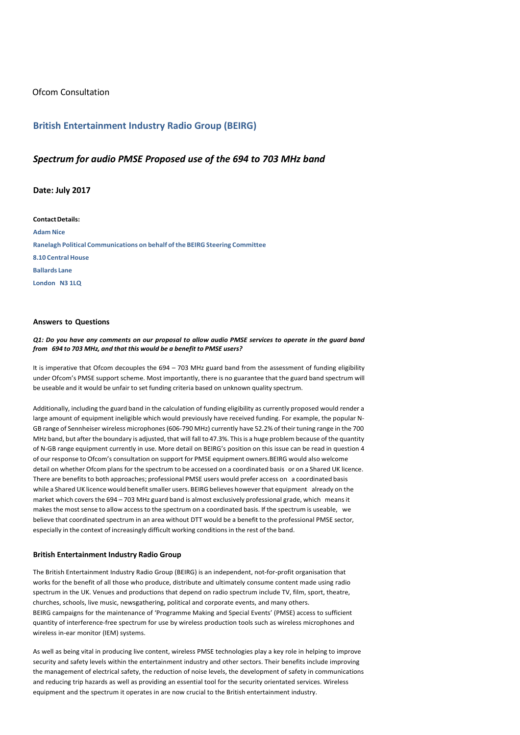Ofcom Consultation

## British Entertainment Industry Radio Group (BEIRG)

## *Spectrum for audio PMSE Proposed use of the 694 to 703 MHz band*

### Date: July 2017

**Contact Details:**

**Adam Nice**

**Ranelagh Political Communications on behalf of the BEIRG Steering Committee**

**8.10 Central House**

**Ballards Lane**

**London N3 1LQ**

### Answers to Questions

***Q1: Do you have any comments on our proposal to allow audio PMSE services to operate in the guard band from 694 to 703 MHz, and that this would be a benefit to PMSE users?***

It is imperative that Ofcom decouples the 694 – 703 MHz guard band from the assessment of funding eligibility under Ofcom's PMSE support scheme. Most importantly, there is no guarantee that the guard band spectrum will be useable and it would be unfair to set funding criteria based on unknown quality spectrum.

Additionally, including the guard band in the calculation of funding eligibility as currently proposed would render a large amount of equipment ineligible which would previously have received funding. For example, the popular N-GB range of Sennheiser wireless microphones (606-790 MHz) currently have 52.2% of their tuning range in the 700 MHz band, but after the boundary is adjusted, that will fall to 47.3%. This is a huge problem because of the quantity of N-GB range equipment currently in use. More detail on BEIRG's position on this issue can be read in question 4 of our response to Ofcom's consultation on support for PMSE equipment owners.BEIRG would also welcome detail on whether Ofcom plans for the spectrum to be accessed on a coordinated basis or on a Shared UK licence. There are benefits to both approaches; professional PMSE users would prefer access on a coordinated basis while a Shared UK licence would benefit smaller users. BEIRG believes however that equipment already on the market which covers the 694 – 703 MHz guard band is almost exclusively professional grade, which means it makes the most sense to allow access to the spectrum on a coordinated basis. If the spectrum is useable, we believe that coordinated spectrum in an area without DTT would be a benefit to the professional PMSE sector, especially in the context of increasingly difficult working conditions in the rest of the band.

### British Entertainment Industry Radio Group

The British Entertainment Industry Radio Group (BEIRG) is an independent, not-for-profit organisation that works for the benefit of all those who produce, distribute and ultimately consume content made using radio spectrum in the UK. Venues and productions that depend on radio spectrum include TV, film, sport, theatre, churches, schools, live music, newsgathering, political and corporate events, and many others.
BEIRG campaigns for the maintenance of 'Programme Making and Special Events' (PMSE) access to sufficient quantity of interference-free spectrum for use by wireless production tools such as wireless microphones and wireless in-ear monitor (IEM) systems.

As well as being vital in producing live content, wireless PMSE technologies play a key role in helping to improve security and safety levels within the entertainment industry and other sectors. Their benefits include improving the management of electrical safety, the reduction of noise levels, the development of safety in communications and reducing trip hazards as well as providing an essential tool for the security orientated services. Wireless equipment and the spectrum it operates in are now crucial to the British entertainment industry.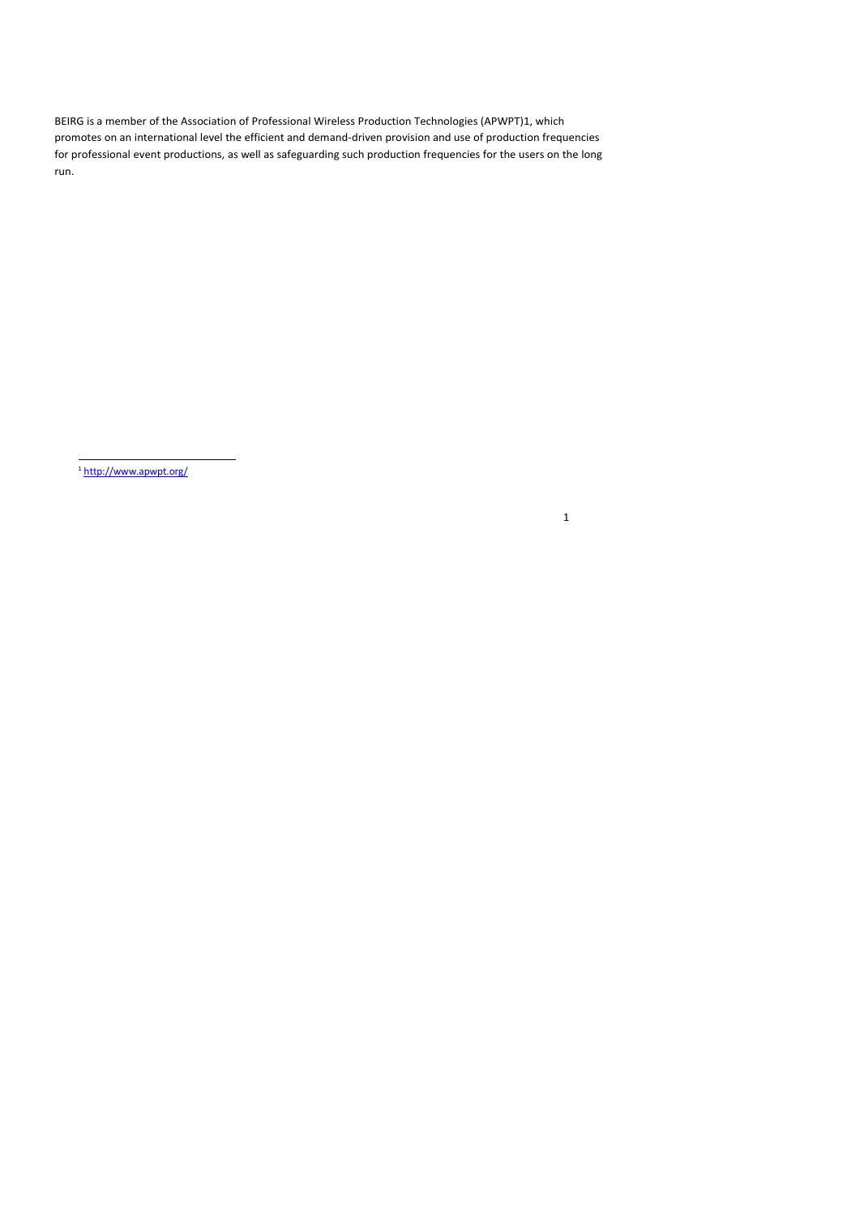BEIRG is a member of the Association of Professional Wireless Production Technologies (APWPT)[1], which promotes on an international level the efficient and demand-driven provision and use of production frequencies for professional event productions, as well as safeguarding such production frequencies for the users on the long run.

[1] http://www.apwpt.org/